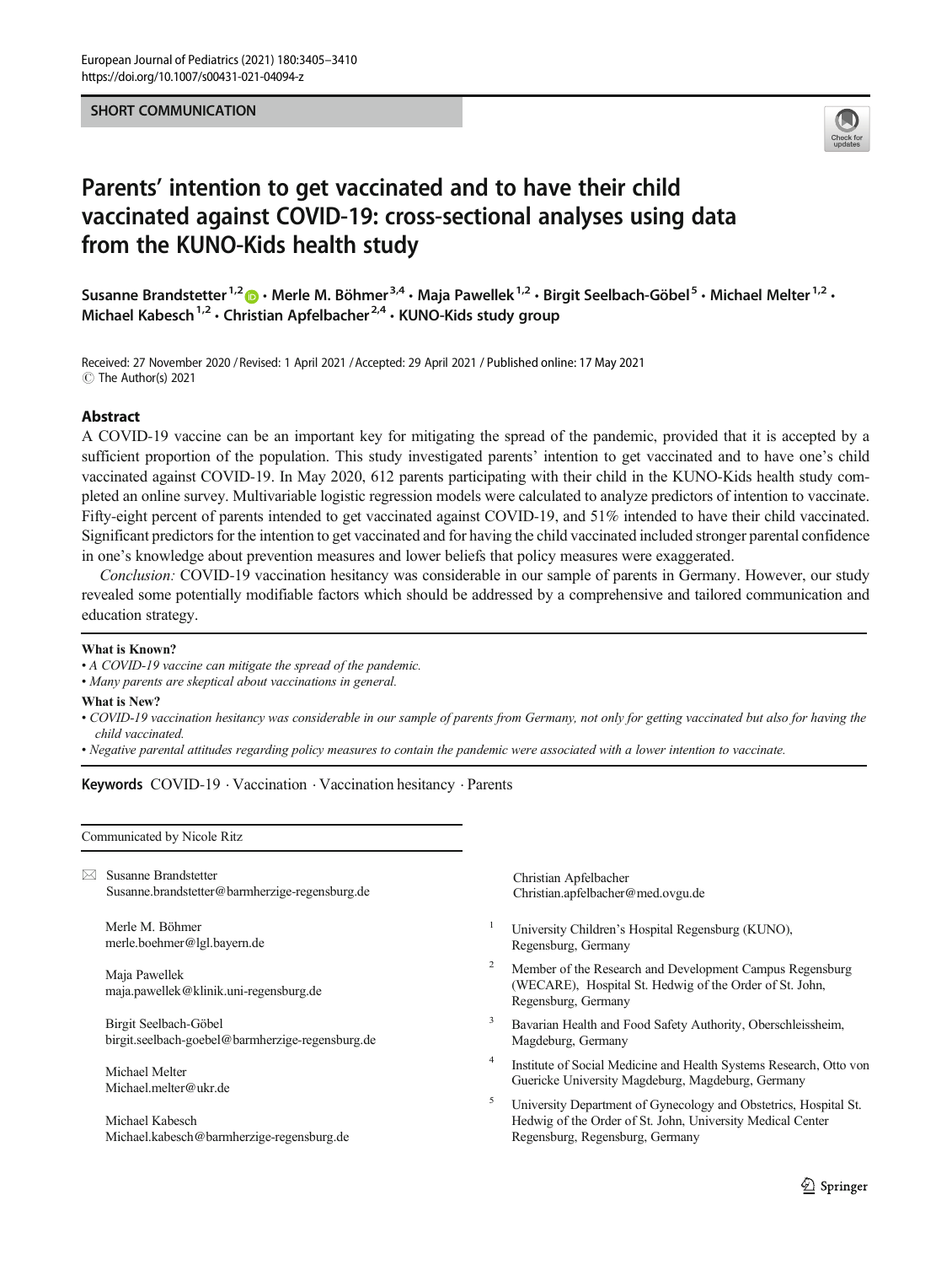SHORT COMMUNICATION

# Parents' intention to get vaccinated and to have their child vaccinated against COVID-19: cross-sectional analyses using data from the KUNO-Kids health study

Susanne Brandstetter[1,2] · Merle M. Böhmer[3,4] · Maja Pawellek[1,2] · Birgit Seelbach-Göbel[5] · Michael Melter[1,2] · Michael Kabesch[1,2] · Christian Apfelbacher[2,4] · KUNO-Kids study group

Received: 27 November 2020 / Revised: 1 April 2021 / Accepted: 29 April 2021 / Published online: 17 May 2021
© The Author(s) 2021

## Abstract

A COVID-19 vaccine can be an important key for mitigating the spread of the pandemic, provided that it is accepted by a sufficient proportion of the population. This study investigated parents' intention to get vaccinated and to have one's child vaccinated against COVID-19. In May 2020, 612 parents participating with their child in the KUNO-Kids health study completed an online survey. Multivariable logistic regression models were calculated to analyze predictors of intention to vaccinate. Fifty-eight percent of parents intended to get vaccinated against COVID-19, and 51% intended to have their child vaccinated. Significant predictors for the intention to get vaccinated and for having the child vaccinated included stronger parental confidence in one's knowledge about prevention measures and lower beliefs that policy measures were exaggerated.

*Conclusion:* COVID-19 vaccination hesitancy was considerable in our sample of parents in Germany. However, our study revealed some potentially modifiable factors which should be addressed by a comprehensive and tailored communication and education strategy.

**What is Known?**

- *A COVID-19 vaccine can mitigate the spread of the pandemic.*
- *Many parents are skeptical about vaccinations in general.*

**What is New?**

- *COVID-19 vaccination hesitancy was considerable in our sample of parents from Germany, not only for getting vaccinated but also for having the child vaccinated.*
- *Negative parental attitudes regarding policy measures to contain the pandemic were associated with a lower intention to vaccinate.*

**Keywords** COVID-19 · Vaccination · Vaccination hesitancy · Parents

Communicated by Nicole Ritz

✉ Susanne Brandstetter
Susanne.brandstetter@barmherzige-regensburg.de

Merle M. Böhmer
merle.boehmer@lgl.bayern.de

Maja Pawellek
maja.pawellek@klinik.uni-regensburg.de

Birgit Seelbach-Göbel
birgit.seelbach-goebel@barmherzige-regensburg.de

Michael Melter
Michael.melter@ukr.de

Michael Kabesch
Michael.kabesch@barmherzige-regensburg.de

Christian Apfelbacher
Christian.apfelbacher@med.ovgu.de

1. University Children's Hospital Regensburg (KUNO), Regensburg, Germany
2. Member of the Research and Development Campus Regensburg (WECARE), Hospital St. Hedwig of the Order of St. John, Regensburg, Germany
3. Bavarian Health and Food Safety Authority, Oberschleissheim, Magdeburg, Germany
4. Institute of Social Medicine and Health Systems Research, Otto von Guericke University Magdeburg, Magdeburg, Germany
5. University Department of Gynecology and Obstetrics, Hospital St. Hedwig of the Order of St. John, University Medical Center Regensburg, Regensburg, Germany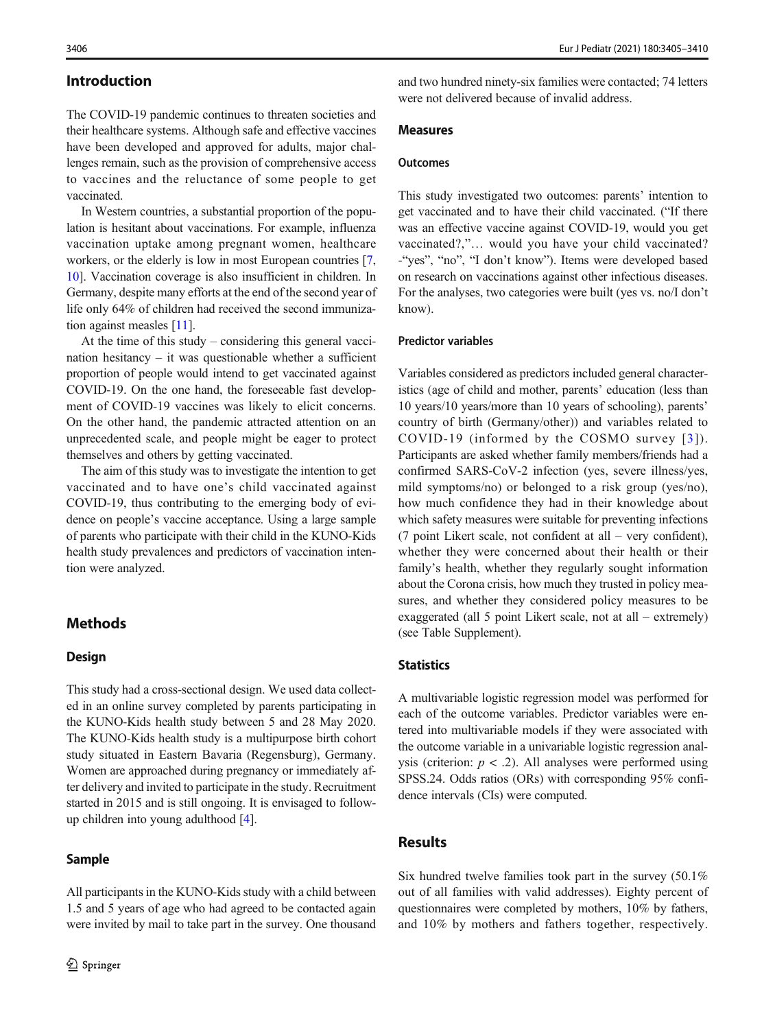## Introduction

The COVID-19 pandemic continues to threaten societies and their healthcare systems. Although safe and effective vaccines have been developed and approved for adults, major challenges remain, such as the provision of comprehensive access to vaccines and the reluctance of some people to get vaccinated.

In Western countries, a substantial proportion of the population is hesitant about vaccinations. For example, influenza vaccination uptake among pregnant women, healthcare workers, or the elderly is low in most European countries [7, 10]. Vaccination coverage is also insufficient in children. In Germany, despite many efforts at the end of the second year of life only 64% of children had received the second immunization against measles [11].

At the time of this study – considering this general vaccination hesitancy – it was questionable whether a sufficient proportion of people would intend to get vaccinated against COVID-19. On the one hand, the foreseeable fast development of COVID-19 vaccines was likely to elicit concerns. On the other hand, the pandemic attracted attention on an unprecedented scale, and people might be eager to protect themselves and others by getting vaccinated.

The aim of this study was to investigate the intention to get vaccinated and to have one's child vaccinated against COVID-19, thus contributing to the emerging body of evidence on people's vaccine acceptance. Using a large sample of parents who participate with their child in the KUNO-Kids health study prevalences and predictors of vaccination intention were analyzed.

## Methods

### Design

This study had a cross-sectional design. We used data collected in an online survey completed by parents participating in the KUNO-Kids health study between 5 and 28 May 2020. The KUNO-Kids health study is a multipurpose birth cohort study situated in Eastern Bavaria (Regensburg), Germany. Women are approached during pregnancy or immediately after delivery and invited to participate in the study. Recruitment started in 2015 and is still ongoing. It is envisaged to follow-up children into young adulthood [4].

### Sample

All participants in the KUNO-Kids study with a child between 1.5 and 5 years of age who had agreed to be contacted again were invited by mail to take part in the survey. One thousand and two hundred ninety-six families were contacted; 74 letters were not delivered because of invalid address.

### Measures

#### Outcomes

This study investigated two outcomes: parents' intention to get vaccinated and to have their child vaccinated. ("If there was an effective vaccine against COVID-19, would you get vaccinated?,"… would you have your child vaccinated? -"yes", "no", "I don't know"). Items were developed based on research on vaccinations against other infectious diseases. For the analyses, two categories were built (yes vs. no/I don't know).

#### Predictor variables

Variables considered as predictors included general characteristics (age of child and mother, parents' education (less than 10 years/10 years/more than 10 years of schooling), parents' country of birth (Germany/other)) and variables related to COVID-19 (informed by the COSMO survey [3]). Participants are asked whether family members/friends had a confirmed SARS-CoV-2 infection (yes, severe illness/yes, mild symptoms/no) or belonged to a risk group (yes/no), how much confidence they had in their knowledge about which safety measures were suitable for preventing infections (7 point Likert scale, not confident at all – very confident), whether they were concerned about their health or their family's health, whether they regularly sought information about the Corona crisis, how much they trusted in policy measures, and whether they considered policy measures to be exaggerated (all 5 point Likert scale, not at all – extremely) (see Table Supplement).

### Statistics

A multivariable logistic regression model was performed for each of the outcome variables. Predictor variables were entered into multivariable models if they were associated with the outcome variable in a univariable logistic regression analysis (criterion: $p < .2$). All analyses were performed using SPSS.24. Odds ratios (ORs) with corresponding 95% confidence intervals (CIs) were computed.

## Results

Six hundred twelve families took part in the survey (50.1% out of all families with valid addresses). Eighty percent of questionnaires were completed by mothers, 10% by fathers, and 10% by mothers and fathers together, respectively.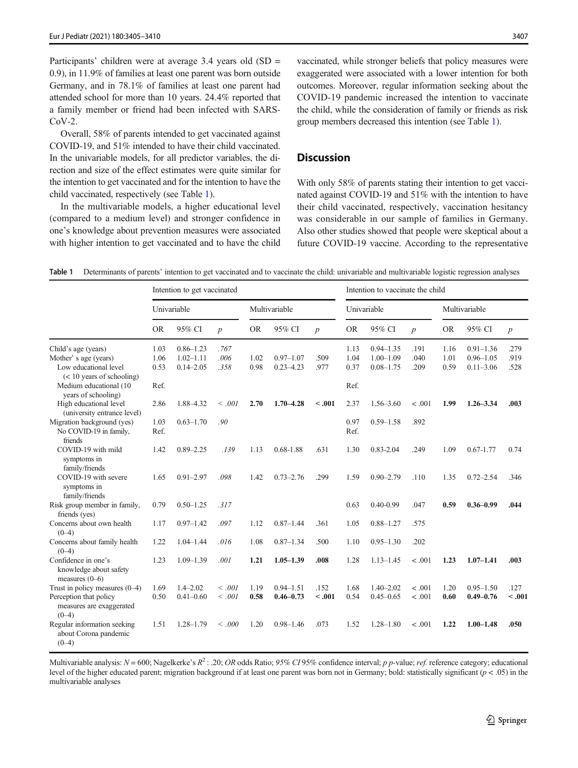Participants' children were at average 3.4 years old (SD = 0.9), in 11.9% of families at least one parent was born outside Germany, and in 78.1% of families at least one parent had attended school for more than 10 years. 24.4% reported that a family member or friend had been infected with SARS-CoV-2.

Overall, 58% of parents intended to get vaccinated against COVID-19, and 51% intended to have their child vaccinated. In the univariable models, for all predictor variables, the direction and size of the effect estimates were quite similar for the intention to get vaccinated and for the intention to have the child vaccinated, respectively (see Table 1).

In the multivariable models, a higher educational level (compared to a medium level) and stronger confidence in one's knowledge about prevention measures were associated with higher intention to get vaccinated and to have the child vaccinated, while stronger beliefs that policy measures were exaggerated were associated with a lower intention for both outcomes. Moreover, regular information seeking about the COVID-19 pandemic increased the intention to vaccinate the child, while the consideration of family or friends as risk group members decreased this intention (see Table 1).

## Discussion

With only 58% of parents stating their intention to get vaccinated against COVID-19 and 51% with the intention to have their child vaccinated, respectively, vaccination hesitancy was considerable in our sample of families in Germany. Also other studies showed that people were skeptical about a future COVID-19 vaccine. According to the representative

**Table 1** Determinants of parents' intention to get vaccinated and to vaccinate the child: univariable and multivariable logistic regression analyses

| | Intention to get vaccinated | | | | | | Intention to vaccinate the child | | | | | |
|---|---|---|---|---|---|---|---|---|---|---|---|---|
| | Univariable | | | Multivariable | | | Univariable | | | Multivariable | | |
| | OR | 95% CI | *p* | OR | 95% CI | *p* | OR | 95% CI | *p* | OR | 95% CI | *p* |
| Child's age (years) | 1.03 | 0.86–1.23 | *.767* | | | | 1.13 | 0.94–1.35 | .191 | 1.16 | 0.91–1.36 | .279 |
| Mother' s age (years) | 1.06 | 1.02–1.11 | *.006* | 1.02 | 0.97–1.07 | .509 | 1.04 | 1.00–1.09 | .040 | 1.01 | 0.96–1.05 | .919 |
| Low educational level (< 10 years of schooling) | 0.53 | 0.14–2.05 | *.358* | 0.98 | 0.23–4.23 | .977 | 0.37 | 0.08–1.75 | .209 | 0.59 | 0.11–3.06 | .528 |
| Medium educational (10 years of schooling) | Ref. | | | | | | Ref. | | | | | |
| High educational level (university entrance level) | 2.86 | 1.88–4.32 | *< .001* | **2.70** | **1.70–4.28** | **< .001** | 2.37 | 1.56–3.60 | < .001 | **1.99** | **1.26–3.34** | **.003** |
| Migration background (yes) | 1.03 | 0.63–1.70 | *.90* | | | | 0.97 | 0.59–1.58 | .892 | | | |
| No COVID-19 in family, friends | Ref. | | | | | | Ref. | | | | | |
| COVID-19 with mild symptoms in family/friends | 1.42 | 0.89–2.25 | *.139* | 1.13 | 0.68-1.88 | .631 | 1.30 | 0.83-2.04 | .249 | 1.09 | 0.67-1.77 | 0.74 |
| COVID-19 with severe symptoms in family/friends | 1.65 | 0.91–2.97 | *.098* | 1.42 | 0.73–2.76 | .299 | 1.59 | 0.90–2.79 | .110 | 1.35 | 0.72–2.54 | .346 |
| Risk group member in family, friends (yes) | 0.79 | 0.50–1.25 | *.317* | | | | 0.63 | 0.40-0.99 | .047 | **0.59** | **0.36–0.99** | **.044** |
| Concerns about own health (0–4) | 1.17 | 0.97–1.42 | *.097* | 1.12 | 0.87–1.44 | .361 | 1.05 | 0.88–1.27 | .575 | | | |
| Concerns about family health (0–4) | 1.22 | 1.04–1.44 | *.016* | 1.08 | 0.87–1.34 | .500 | 1.10 | 0.95–1.30 | .202 | | | |
| Confidence in one's knowledge about safety measures (0–6) | 1.23 | 1.09–1.39 | *.001* | **1.21** | **1.05–1.39** | **.008** | 1.28 | 1.13–1.45 | < .001 | **1.23** | **1.07–1.41** | **.003** |
| Trust in policy measures (0–4) | 1.69 | 1.4–2.02 | *< .001* | 1.19 | 0.94–1.51 | .152 | 1.68 | 1.40–2.02 | < .001 | 1.20 | 0.95–1.50 | .127 |
| Perception that policy measures are exaggerated (0–4) | 0.50 | 0.41–0.60 | *< .001* | **0.58** | **0.46–0.73** | **< .001** | 0.54 | 0.45–0.65 | < .001 | **0.60** | **0.49–0.76** | **< .001** |
| Regular information seeking about Corona pandemic (0–4) | 1.51 | 1.28–1.79 | *< .000* | 1.20 | 0.98–1.46 | .073 | 1.52 | 1.28–1.80 | < .001 | **1.22** | **1.00–1.48** | **.050** |

Multivariable analysis: $N = 600$; Nagelkerke's $R^2$ : .20; *OR* odds Ratio; *95% CI* 95% confidence interval; *p* *p*-value; *ref.* reference category; educational level of the higher educated parent; migration background if at least one parent was born not in Germany; bold: statistically significant ($p < .05$) in the multivariable analyses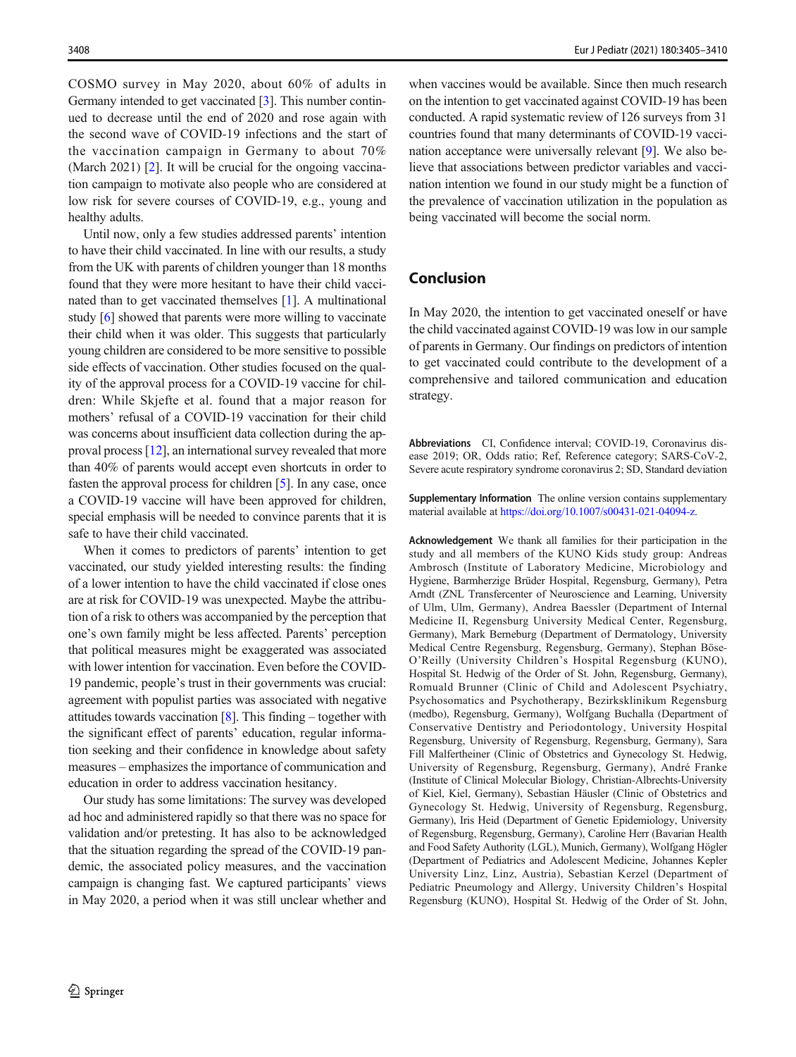COSMO survey in May 2020, about 60% of adults in Germany intended to get vaccinated [3]. This number continued to decrease until the end of 2020 and rose again with the second wave of COVID-19 infections and the start of the vaccination campaign in Germany to about 70% (March 2021) [2]. It will be crucial for the ongoing vaccination campaign to motivate also people who are considered at low risk for severe courses of COVID-19, e.g., young and healthy adults.

Until now, only a few studies addressed parents' intention to have their child vaccinated. In line with our results, a study from the UK with parents of children younger than 18 months found that they were more hesitant to have their child vaccinated than to get vaccinated themselves [1]. A multinational study [6] showed that parents were more willing to vaccinate their child when it was older. This suggests that particularly young children are considered to be more sensitive to possible side effects of vaccination. Other studies focused on the quality of the approval process for a COVID-19 vaccine for children: While Skjefte et al. found that a major reason for mothers' refusal of a COVID-19 vaccination for their child was concerns about insufficient data collection during the approval process [12], an international survey revealed that more than 40% of parents would accept even shortcuts in order to fasten the approval process for children [5]. In any case, once a COVID-19 vaccine will have been approved for children, special emphasis will be needed to convince parents that it is safe to have their child vaccinated.

When it comes to predictors of parents' intention to get vaccinated, our study yielded interesting results: the finding of a lower intention to have the child vaccinated if close ones are at risk for COVID-19 was unexpected. Maybe the attribution of a risk to others was accompanied by the perception that one's own family might be less affected. Parents' perception that political measures might be exaggerated was associated with lower intention for vaccination. Even before the COVID-19 pandemic, people's trust in their governments was crucial: agreement with populist parties was associated with negative attitudes towards vaccination [8]. This finding – together with the significant effect of parents' education, regular information seeking and their confidence in knowledge about safety measures – emphasizes the importance of communication and education in order to address vaccination hesitancy.

Our study has some limitations: The survey was developed ad hoc and administered rapidly so that there was no space for validation and/or pretesting. It has also to be acknowledged that the situation regarding the spread of the COVID-19 pandemic, the associated policy measures, and the vaccination campaign is changing fast. We captured participants' views in May 2020, a period when it was still unclear whether and when vaccines would be available. Since then much research on the intention to get vaccinated against COVID-19 has been conducted. A rapid systematic review of 126 surveys from 31 countries found that many determinants of COVID-19 vaccination acceptance were universally relevant [9]. We also believe that associations between predictor variables and vaccination intention we found in our study might be a function of the prevalence of vaccination utilization in the population as being vaccinated will become the social norm.

## Conclusion

In May 2020, the intention to get vaccinated oneself or have the child vaccinated against COVID-19 was low in our sample of parents in Germany. Our findings on predictors of intention to get vaccinated could contribute to the development of a comprehensive and tailored communication and education strategy.

**Abbreviations** CI, Confidence interval; COVID-19, Coronavirus disease 2019; OR, Odds ratio; Ref, Reference category; SARS-CoV-2, Severe acute respiratory syndrome coronavirus 2; SD, Standard deviation

**Supplementary Information** The online version contains supplementary material available at https://doi.org/10.1007/s00431-021-04094-z.

**Acknowledgement** We thank all families for their participation in the study and all members of the KUNO Kids study group: Andreas Ambrosch (Institute of Laboratory Medicine, Microbiology and Hygiene, Barmherzige Brüder Hospital, Regensburg, Germany), Petra Arndt (ZNL Transfercenter of Neuroscience and Learning, University of Ulm, Ulm, Germany), Andrea Baessler (Department of Internal Medicine II, Regensburg University Medical Center, Regensburg, Germany), Mark Berneburg (Department of Dermatology, University Medical Centre Regensburg, Regensburg, Germany), Stephan Böse-O'Reilly (University Children's Hospital Regensburg (KUNO), Hospital St. Hedwig of the Order of St. John, Regensburg, Germany), Romuald Brunner (Clinic of Child and Adolescent Psychiatry, Psychosomatics and Psychotherapy, Bezirksklinikum Regensburg (medbo), Regensburg, Germany), Wolfgang Buchalla (Department of Conservative Dentistry and Periodontology, University Hospital Regensburg, University of Regensburg, Regensburg, Germany), Sara Fill Malfertheiner (Clinic of Obstetrics and Gynecology St. Hedwig, University of Regensburg, Regensburg, Germany), André Franke (Institute of Clinical Molecular Biology, Christian-Albrechts-University of Kiel, Kiel, Germany), Sebastian Häusler (Clinic of Obstetrics and Gynecology St. Hedwig, University of Regensburg, Regensburg, Germany), Iris Heid (Department of Genetic Epidemiology, University of Regensburg, Regensburg, Germany), Caroline Herr (Bavarian Health and Food Safety Authority (LGL), Munich, Germany), Wolfgang Högler (Department of Pediatrics and Adolescent Medicine, Johannes Kepler University Linz, Linz, Austria), Sebastian Kerzel (Department of Pediatric Pneumology and Allergy, University Children's Hospital Regensburg (KUNO), Hospital St. Hedwig of the Order of St. John,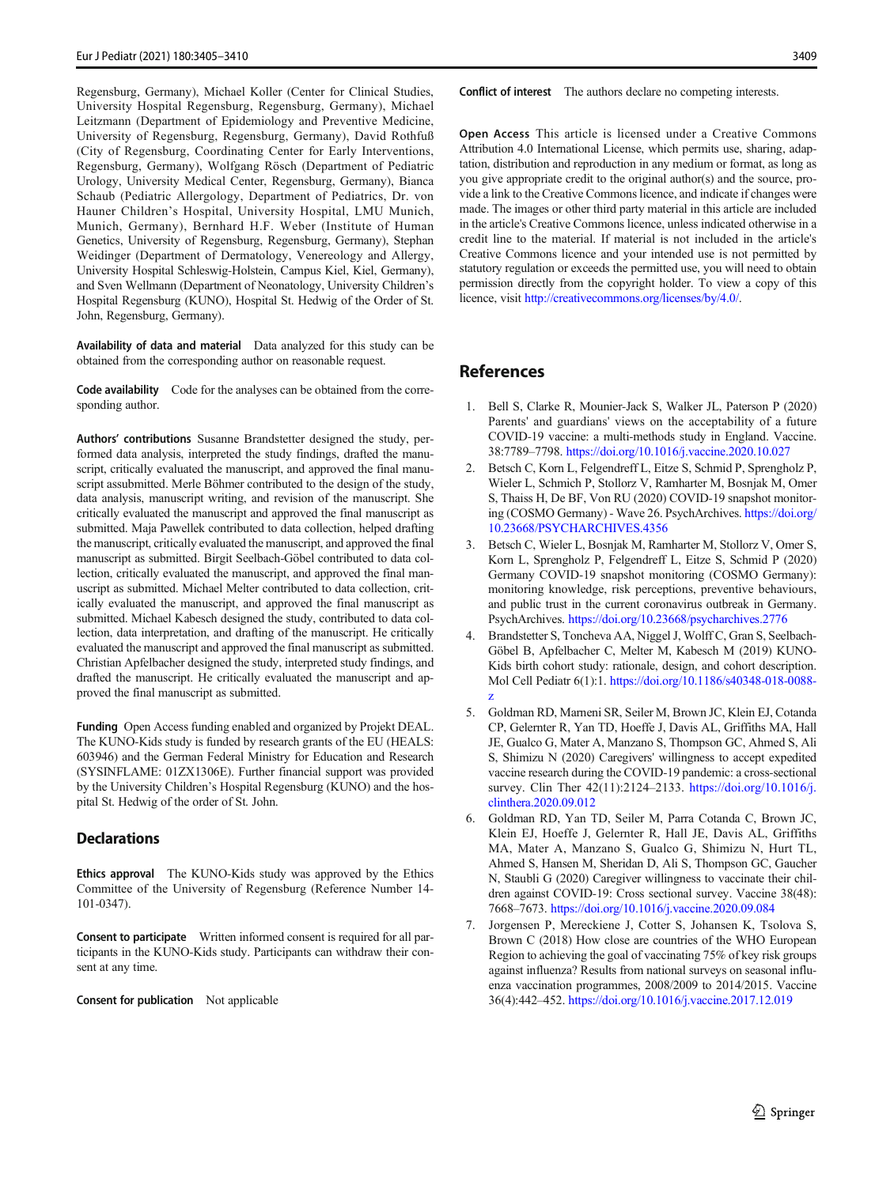Regensburg, Germany), Michael Koller (Center for Clinical Studies, University Hospital Regensburg, Regensburg, Germany), Michael Leitzmann (Department of Epidemiology and Preventive Medicine, University of Regensburg, Regensburg, Germany), David Rothfuß (City of Regensburg, Coordinating Center for Early Interventions, Regensburg, Germany), Wolfgang Rösch (Department of Pediatric Urology, University Medical Center, Regensburg, Germany), Bianca Schaub (Pediatric Allergology, Department of Pediatrics, Dr. von Hauner Children's Hospital, University Hospital, LMU Munich, Munich, Germany), Bernhard H.F. Weber (Institute of Human Genetics, University of Regensburg, Regensburg, Germany), Stephan Weidinger (Department of Dermatology, Venereology and Allergy, University Hospital Schleswig-Holstein, Campus Kiel, Kiel, Germany), and Sven Wellmann (Department of Neonatology, University Children's Hospital Regensburg (KUNO), Hospital St. Hedwig of the Order of St. John, Regensburg, Germany).

**Availability of data and material** Data analyzed for this study can be obtained from the corresponding author on reasonable request.

**Code availability** Code for the analyses can be obtained from the corresponding author.

**Authors' contributions** Susanne Brandstetter designed the study, performed data analysis, interpreted the study findings, drafted the manuscript, critically evaluated the manuscript, and approved the final manuscript assubmitted. Merle Böhmer contributed to the design of the study, data analysis, manuscript writing, and revision of the manuscript. She critically evaluated the manuscript and approved the final manuscript as submitted. Maja Pawellek contributed to data collection, helped drafting the manuscript, critically evaluated the manuscript, and approved the final manuscript as submitted. Birgit Seelbach-Göbel contributed to data collection, critically evaluated the manuscript, and approved the final manuscript as submitted. Michael Melter contributed to data collection, critically evaluated the manuscript, and approved the final manuscript as submitted. Michael Kabesch designed the study, contributed to data collection, data interpretation, and drafting of the manuscript. He critically evaluated the manuscript and approved the final manuscript as submitted. Christian Apfelbacher designed the study, interpreted study findings, and drafted the manuscript. He critically evaluated the manuscript and approved the final manuscript as submitted.

**Funding** Open Access funding enabled and organized by Projekt DEAL. The KUNO-Kids study is funded by research grants of the EU (HEALS: 603946) and the German Federal Ministry for Education and Research (SYSINFLAME: 01ZX1306E). Further financial support was provided by the University Children's Hospital Regensburg (KUNO) and the hospital St. Hedwig of the order of St. John.

## Declarations

**Ethics approval** The KUNO-Kids study was approved by the Ethics Committee of the University of Regensburg (Reference Number 14-101-0347).

**Consent to participate** Written informed consent is required for all participants in the KUNO-Kids study. Participants can withdraw their consent at any time.

**Consent for publication** Not applicable

**Conflict of interest** The authors declare no competing interests.

**Open Access** This article is licensed under a Creative Commons Attribution 4.0 International License, which permits use, sharing, adaptation, distribution and reproduction in any medium or format, as long as you give appropriate credit to the original author(s) and the source, provide a link to the Creative Commons licence, and indicate if changes were made. The images or other third party material in this article are included in the article's Creative Commons licence, unless indicated otherwise in a credit line to the material. If material is not included in the article's Creative Commons licence and your intended use is not permitted by statutory regulation or exceeds the permitted use, you will need to obtain permission directly from the copyright holder. To view a copy of this licence, visit http://creativecommons.org/licenses/by/4.0/.

## References

1. Bell S, Clarke R, Mounier-Jack S, Walker JL, Paterson P (2020) Parents' and guardians' views on the acceptability of a future COVID-19 vaccine: a multi-methods study in England. Vaccine. 38:7789–7798. https://doi.org/10.1016/j.vaccine.2020.10.027
2. Betsch C, Korn L, Felgendreff L, Eitze S, Schmid P, Sprengholz P, Wieler L, Schmich P, Stollorz V, Ramharter M, Bosnjak M, Omer S, Thaiss H, De BF, Von RU (2020) COVID-19 snapshot monitoring (COSMO Germany) - Wave 26. PsychArchives. https://doi.org/10.23668/PSYCHARCHIVES.4356
3. Betsch C, Wieler L, Bosnjak M, Ramharter M, Stollorz V, Omer S, Korn L, Sprengholz P, Felgendreff L, Eitze S, Schmid P (2020) Germany COVID-19 snapshot monitoring (COSMO Germany): monitoring knowledge, risk perceptions, preventive behaviours, and public trust in the current coronavirus outbreak in Germany. PsychArchives. https://doi.org/10.23668/psycharchives.2776
4. Brandstetter S, Toncheva AA, Niggel J, Wolff C, Gran S, Seelbach-Göbel B, Apfelbacher C, Melter M, Kabesch M (2019) KUNO-Kids birth cohort study: rationale, design, and cohort description. Mol Cell Pediatr 6(1):1. https://doi.org/10.1186/s40348-018-0088-z
5. Goldman RD, Marneni SR, Seiler M, Brown JC, Klein EJ, Cotanda CP, Gelernter R, Yan TD, Hoeffe J, Davis AL, Griffiths MA, Hall JE, Gualco G, Mater A, Manzano S, Thompson GC, Ahmed S, Ali S, Shimizu N (2020) Caregivers' willingness to accept expedited vaccine research during the COVID-19 pandemic: a cross-sectional survey. Clin Ther 42(11):2124–2133. https://doi.org/10.1016/j.clinthera.2020.09.012
6. Goldman RD, Yan TD, Seiler M, Parra Cotanda C, Brown JC, Klein EJ, Hoeffe J, Gelernter R, Hall JE, Davis AL, Griffiths MA, Mater A, Manzano S, Gualco G, Shimizu N, Hurt TL, Ahmed S, Hansen M, Sheridan D, Ali S, Thompson GC, Gaucher N, Staubli G (2020) Caregiver willingness to vaccinate their children against COVID-19: Cross sectional survey. Vaccine 38(48): 7668–7673. https://doi.org/10.1016/j.vaccine.2020.09.084
7. Jorgensen P, Mereckiene J, Cotter S, Johansen K, Tsolova S, Brown C (2018) How close are countries of the WHO European Region to achieving the goal of vaccinating 75% of key risk groups against influenza? Results from national surveys on seasonal influenza vaccination programmes, 2008/2009 to 2014/2015. Vaccine 36(4):442–452. https://doi.org/10.1016/j.vaccine.2017.12.019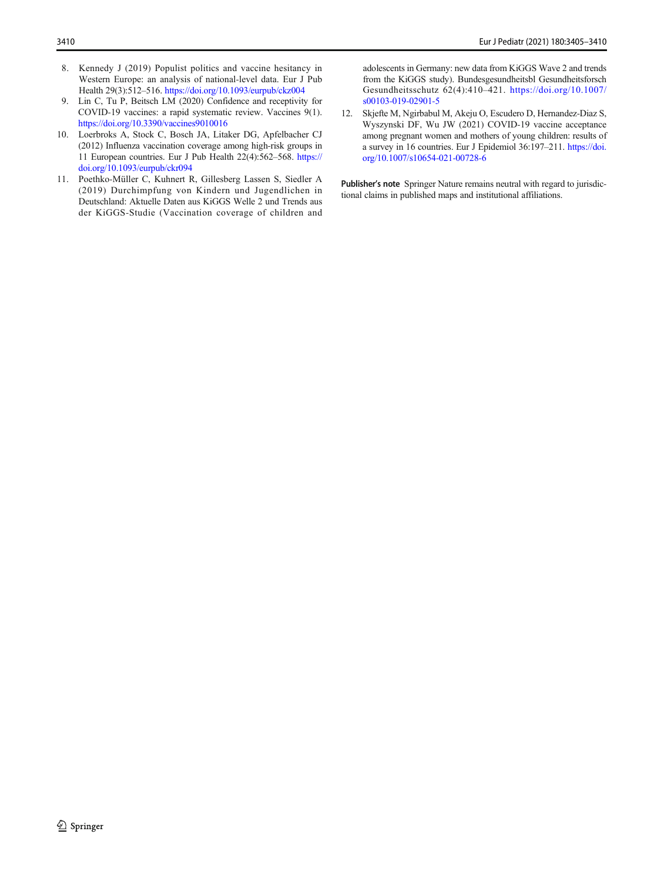8. Kennedy J (2019) Populist politics and vaccine hesitancy in Western Europe: an analysis of national-level data. Eur J Pub Health 29(3):512–516. https://doi.org/10.1093/eurpub/ckz004
9. Lin C, Tu P, Beitsch LM (2020) Confidence and receptivity for COVID-19 vaccines: a rapid systematic review. Vaccines 9(1). https://doi.org/10.3390/vaccines9010016
10. Loerbroks A, Stock C, Bosch JA, Litaker DG, Apfelbacher CJ (2012) Influenza vaccination coverage among high-risk groups in 11 European countries. Eur J Pub Health 22(4):562–568. https://doi.org/10.1093/eurpub/ckr094
11. Poethko-Müller C, Kuhnert R, Gillesberg Lassen S, Siedler A (2019) Durchimpfung von Kindern und Jugendlichen in Deutschland: Aktuelle Daten aus KiGGS Welle 2 und Trends aus der KiGGS-Studie (Vaccination coverage of children and adolescents in Germany: new data from KiGGS Wave 2 and trends from the KiGGS study). Bundesgesundheitsbl Gesundheitsforsch Gesundheitsschutz 62(4):410–421. https://doi.org/10.1007/s00103-019-02901-5
12. Skjefte M, Ngirbabul M, Akeju O, Escudero D, Hernandez-Diaz S, Wyszynski DF, Wu JW (2021) COVID-19 vaccine acceptance among pregnant women and mothers of young children: results of a survey in 16 countries. Eur J Epidemiol 36:197–211. https://doi.org/10.1007/s10654-021-00728-6

**Publisher's note** Springer Nature remains neutral with regard to jurisdictional claims in published maps and institutional affiliations.